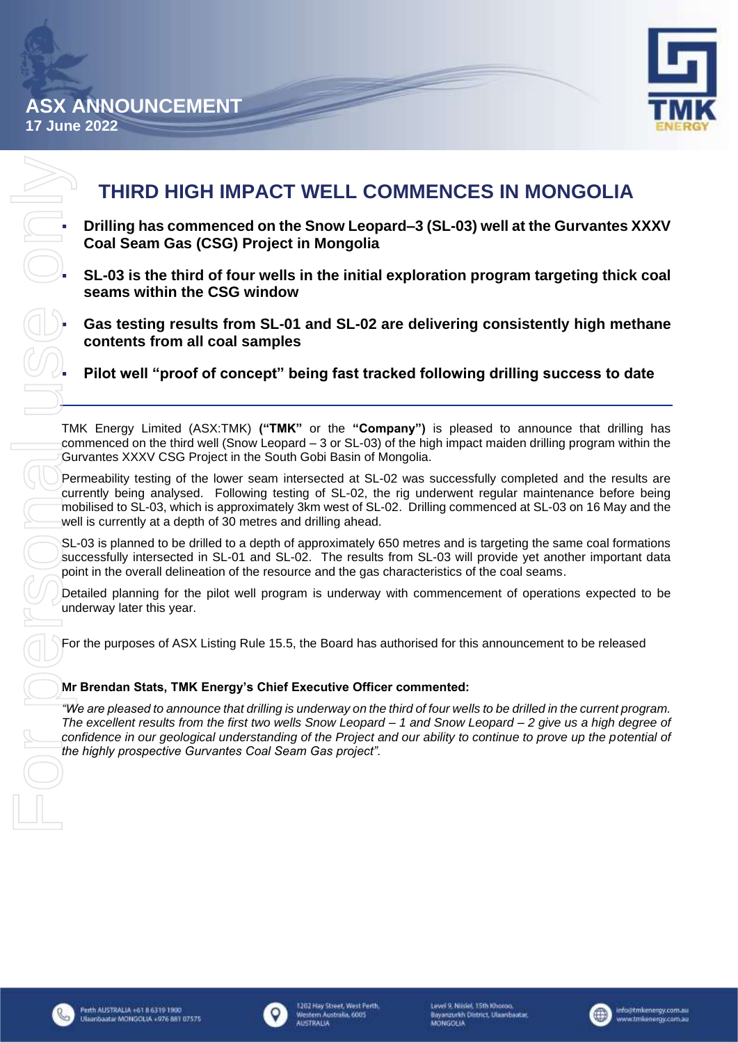ASX ANNOUNCEMENT

17 June 2022

# THIRD HIGH IMPACT WELL COMMENCES IN MONGOLIA

- **Drilling has commenced on the Snow Leopard–3 (SL-03) well at the Gurvantes XXXV Coal Seam Gas (CSG) Project in Mongolia**
- **SL-03 is the third of four wells in the initial exploration program targeting thick coal seams within the CSG window**
- **Gas testing results from SL-01 and SL-02 are delivering consistently high methane contents from all coal samples**
- **Pilot well "proof of concept" being fast tracked following drilling success to date**

---

TMK Energy Limited (ASX:TMK) **("TMK"** or the **"Company")** is pleased to announce that drilling has commenced on the third well (Snow Leopard – 3 or SL-03) of the high impact maiden drilling program within the Gurvantes XXXV CSG Project in the South Gobi Basin of Mongolia.

Permeability testing of the lower seam intersected at SL-02 was successfully completed and the results are currently being analysed. Following testing of SL-02, the rig underwent regular maintenance before being mobilised to SL-03, which is approximately 3km west of SL-02. Drilling commenced at SL-03 on 16 May and the well is currently at a depth of 30 metres and drilling ahead.

SL-03 is planned to be drilled to a depth of approximately 650 metres and is targeting the same coal formations successfully intersected in SL-01 and SL-02. The results from SL-03 will provide yet another important data point in the overall delineation of the resource and the gas characteristics of the coal seams.

Detailed planning for the pilot well program is underway with commencement of operations expected to be underway later this year.

For the purposes of ASX Listing Rule 15.5, the Board has authorised for this announcement to be released

**Mr Brendan Stats, TMK Energy's Chief Executive Officer commented:**

*"We are pleased to announce that drilling is underway on the third of four wells to be drilled in the current program. The excellent results from the first two wells Snow Leopard – 1 and Snow Leopard – 2 give us a high degree of confidence in our geological understanding of the Project and our ability to continue to prove up the potential of the highly prospective Gurvantes Coal Seam Gas project".*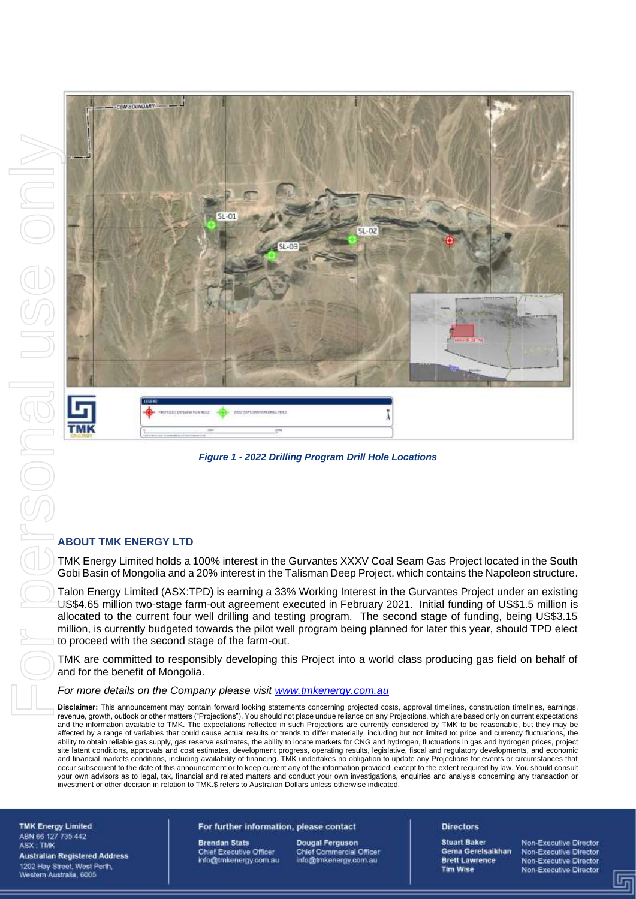*Figure 1 - 2022 Drilling Program Drill Hole Locations*

## ABOUT TMK ENERGY LTD

TMK Energy Limited holds a 100% interest in the Gurvantes XXXV Coal Seam Gas Project located in the South Gobi Basin of Mongolia and a 20% interest in the Talisman Deep Project, which contains the Napoleon structure.

Talon Energy Limited (ASX:TPD) is earning a 33% Working Interest in the Gurvantes Project under an existing US$4.65 million two-stage farm-out agreement executed in February 2021. Initial funding of US$1.5 million is allocated to the current four well drilling and testing program. The second stage of funding, being US$3.15 million, is currently budgeted towards the pilot well program being planned for later this year, should TPD elect to proceed with the second stage of the farm-out.

TMK are committed to responsibly developing this Project into a world class producing gas field on behalf of and for the benefit of Mongolia.

*For more details on the Company please visit [www.tmkenergy.com.au](www.tmkenergy.com.au)*

**Disclaimer:** This announcement may contain forward looking statements concerning projected costs, approval timelines, construction timelines, earnings, revenue, growth, outlook or other matters ("Projections"). You should not place undue reliance on any Projections, which are based only on current expectations and the information available to TMK. The expectations reflected in such Projections are currently considered by TMK to be reasonable, but they may be affected by a range of variables that could cause actual results or trends to differ materially, including but not limited to: price and currency fluctuations, the ability to obtain reliable gas supply, gas reserve estimates, the ability to locate markets for CNG and hydrogen, fluctuations in gas and hydrogen prices, project site latent conditions, approvals and cost estimates, development progress, operating results, legislative, fiscal and regulatory developments, and economic and financial markets conditions, including availability of financing. TMK undertakes no obligation to update any Projections for events or circumstances that occur subsequent to the date of this announcement or to keep current any of the information provided, except to the extent required by law. You should consult your own advisors as to legal, tax, financial and related matters and conduct your own investigations, enquiries and analysis concerning any transaction or investment or other decision in relation to TMK.$ refers to Australian Dollars unless otherwise indicated.

**TMK Energy Limited**
ABN 66 127 735 442
ASX : TMK

**Australian Registered Address**
1202 Hay Street, West Perth,
Western Australia, 6005

**For further information, please contact**

**Brendan Stats**
Chief Executive Officer
info@tmkenergy.com.au

**Dougal Ferguson**
Chief Commercial Officer
info@tmkenergy.com.au

**Directors**

**Stuart Baker** Non-Executive Director
**Gema Gerelsaikhan** Non-Executive Director
**Brett Lawrence** Non-Executive Director
**Tim Wise** Non-Executive Director